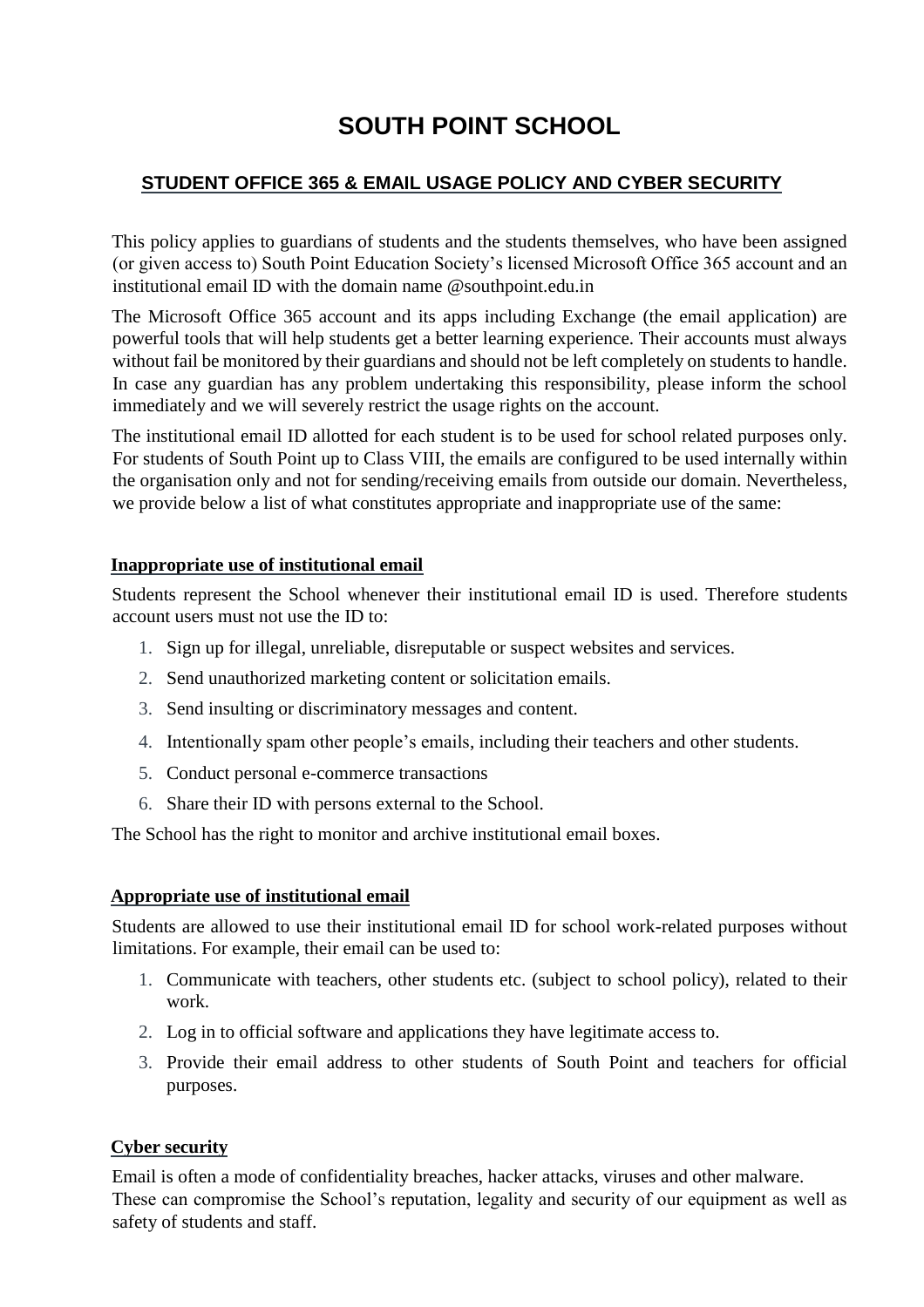# SOUTH POINT SCHOOL

## STUDENT OFFICE 365 & EMAIL USAGE POLICY AND CYBER SECURITY

This policy applies to guardians of students and the students themselves, who have been assigned (or given access to) South Point Education Society's licensed Microsoft Office 365 account and an institutional email ID with the domain name @southpoint.edu.in

The Microsoft Office 365 account and its apps including Exchange (the email application) are powerful tools that will help students get a better learning experience. Their accounts must always without fail be monitored by their guardians and should not be left completely on students to handle. In case any guardian has any problem undertaking this responsibility, please inform the school immediately and we will severely restrict the usage rights on the account.

The institutional email ID allotted for each student is to be used for school related purposes only. For students of South Point up to Class VIII, the emails are configured to be used internally within the organisation only and not for sending/receiving emails from outside our domain. Nevertheless, we provide below a list of what constitutes appropriate and inappropriate use of the same:

### Inappropriate use of institutional email

Students represent the School whenever their institutional email ID is used. Therefore students account users must not use the ID to:

1. Sign up for illegal, unreliable, disreputable or suspect websites and services.
2. Send unauthorized marketing content or solicitation emails.
3. Send insulting or discriminatory messages and content.
4. Intentionally spam other people's emails, including their teachers and other students.
5. Conduct personal e-commerce transactions
6. Share their ID with persons external to the School.

The School has the right to monitor and archive institutional email boxes.

### Appropriate use of institutional email

Students are allowed to use their institutional email ID for school work-related purposes without limitations. For example, their email can be used to:

1. Communicate with teachers, other students etc. (subject to school policy), related to their work.
2. Log in to official software and applications they have legitimate access to.
3. Provide their email address to other students of South Point and teachers for official purposes.

### Cyber security

Email is often a mode of confidentiality breaches, hacker attacks, viruses and other malware.
These can compromise the School's reputation, legality and security of our equipment as well as safety of students and staff.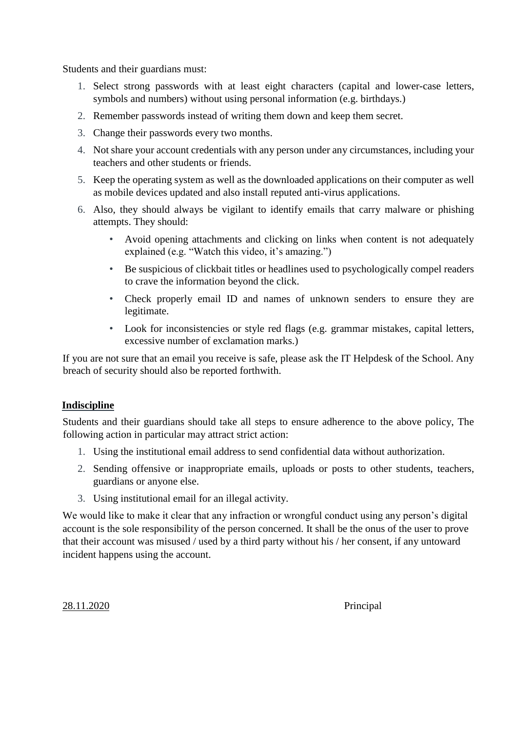Students and their guardians must:

1. Select strong passwords with at least eight characters (capital and lower-case letters, symbols and numbers) without using personal information (e.g. birthdays.)
2. Remember passwords instead of writing them down and keep them secret.
3. Change their passwords every two months.
4. Not share your account credentials with any person under any circumstances, including your teachers and other students or friends.
5. Keep the operating system as well as the downloaded applications on their computer as well as mobile devices updated and also install reputed anti-virus applications.
6. Also, they should always be vigilant to identify emails that carry malware or phishing attempts. They should:
   - Avoid opening attachments and clicking on links when content is not adequately explained (e.g. "Watch this video, it's amazing.")
   - Be suspicious of clickbait titles or headlines used to psychologically compel readers to crave the information beyond the click.
   - Check properly email ID and names of unknown senders to ensure they are legitimate.
   - Look for inconsistencies or style red flags (e.g. grammar mistakes, capital letters, excessive number of exclamation marks.)

If you are not sure that an email you receive is safe, please ask the IT Helpdesk of the School. Any breach of security should also be reported forthwith.

**Indiscipline**

Students and their guardians should take all steps to ensure adherence to the above policy, The following action in particular may attract strict action:

1. Using the institutional email address to send confidential data without authorization.
2. Sending offensive or inappropriate emails, uploads or posts to other students, teachers, guardians or anyone else.
3. Using institutional email for an illegal activity.

We would like to make it clear that any infraction or wrongful conduct using any person's digital account is the sole responsibility of the person concerned. It shall be the onus of the user to prove that their account was misused / used by a third party without his / her consent, if any untoward incident happens using the account.

28.11.2020 Principal